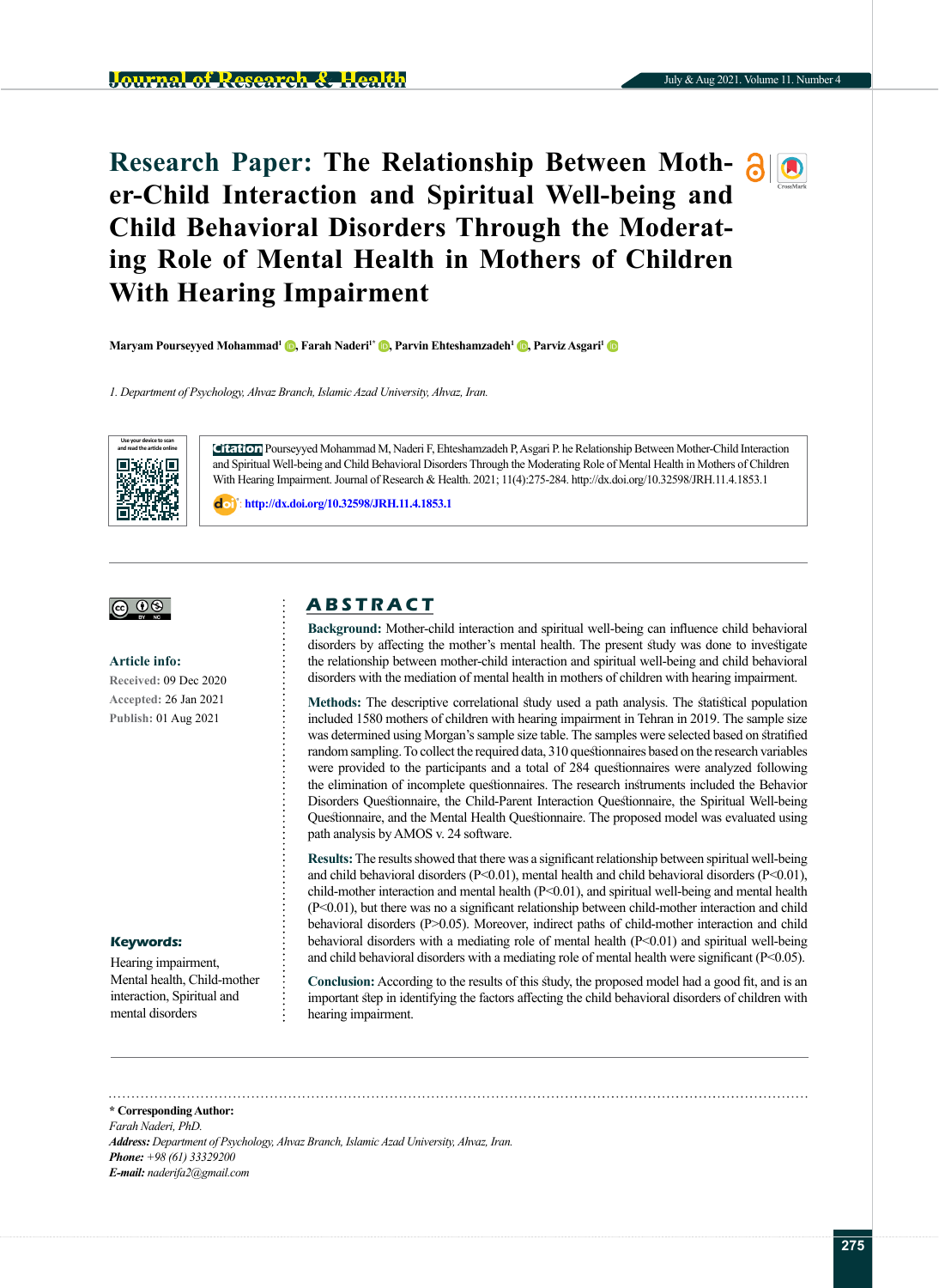# Research Paper: The Relationship Between Mother-Child Interaction and Spiritual Well-being and Child Behavioral Disorders Through the Moderating Role of Mental Health in Mothers of Children With Hearing Impairment

**Maryam Pourseyyed Mohammad[1], Farah Naderi[1*], Parvin Ehteshamzadeh[1], Parviz Asgari[1]**

*1. Department of Psychology, Ahvaz Branch, Islamic Azad University, Ahvaz, Iran.*

Use your device to scan and read the article online

**Citation** Pourseyyed Mohammad M, Naderi F, Ehteshamzadeh P, Asgari P. he Relationship Between Mother-Child Interaction and Spiritual Well-being and Child Behavioral Disorders Through the Moderating Role of Mental Health in Mothers of Children With Hearing Impairment. Journal of Research & Health. 2021; 11(4):275-284. http://dx.doi.org/10.32598/JRH.11.4.1853.1

doi: http://dx.doi.org/10.32598/JRH.11.4.1853.1

**Article info:**

**Received:** 09 Dec 2020

**Accepted:** 26 Jan 2021

**Publish:** 01 Aug 2021

**Keywords:**

Hearing impairment, Mental health, Child-mother interaction, Spiritual and mental disorders

## ABSTRACT

**Background:** Mother-child interaction and spiritual well-being can influence child behavioral disorders by affecting the mother's mental health. The present study was done to investigate the relationship between mother-child interaction and spiritual well-being and child behavioral disorders with the mediation of mental health in mothers of children with hearing impairment.

**Methods:** The descriptive correlational study used a path analysis. The statistical population included 1580 mothers of children with hearing impairment in Tehran in 2019. The sample size was determined using Morgan's sample size table. The samples were selected based on stratified random sampling. To collect the required data, 310 questionnaires based on the research variables were provided to the participants and a total of 284 questionnaires were analyzed following the elimination of incomplete questionnaires. The research instruments included the Behavior Disorders Questionnaire, the Child-Parent Interaction Questionnaire, the Spiritual Well-being Questionnaire, and the Mental Health Questionnaire. The proposed model was evaluated using path analysis by AMOS v. 24 software.

**Results:** The results showed that there was a significant relationship between spiritual well-being and child behavioral disorders ($P<0.01$), mental health and child behavioral disorders ($P<0.01$), child-mother interaction and mental health ($P<0.01$), and spiritual well-being and mental health ($P<0.01$), but there was no a significant relationship between child-mother interaction and child behavioral disorders ($P>0.05$). Moreover, indirect paths of child-mother interaction and child behavioral disorders with a mediating role of mental health ($P<0.01$) and spiritual well-being and child behavioral disorders with a mediating role of mental health were significant ($P<0.05$).

**Conclusion:** According to the results of this study, the proposed model had a good fit, and is an important step in identifying the factors affecting the child behavioral disorders of children with hearing impairment.

**\* Corresponding Author:**

*Farah Naderi, PhD.*

***Address:*** *Department of Psychology, Ahvaz Branch, Islamic Azad University, Ahvaz, Iran.*

***Phone:*** *+98 (61) 33329200*

***E-mail:*** *naderifa2@gmail.com*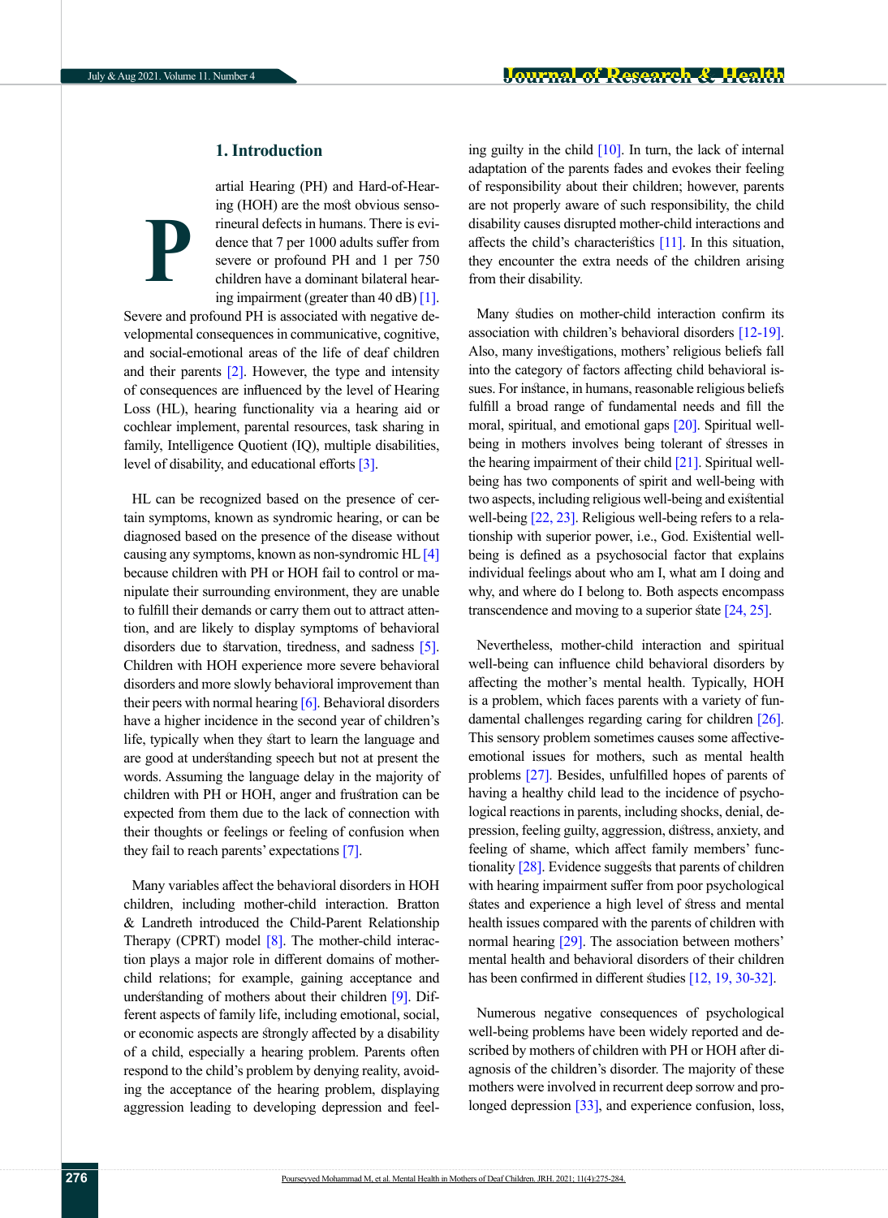## 1. Introduction

Partial Hearing (PH) and Hard-of-Hearing (HOH) are the most obvious sensorineural defects in humans. There is evidence that 7 per 1000 adults suffer from severe or profound PH and 1 per 750 children have a dominant bilateral hearing impairment (greater than 40 dB) [1]. Severe and profound PH is associated with negative developmental consequences in communicative, cognitive, and social-emotional areas of the life of deaf children and their parents [2]. However, the type and intensity of consequences are influenced by the level of Hearing Loss (HL), hearing functionality via a hearing aid or cochlear implement, parental resources, task sharing in family, Intelligence Quotient (IQ), multiple disabilities, level of disability, and educational efforts [3].

HL can be recognized based on the presence of certain symptoms, known as syndromic hearing, or can be diagnosed based on the presence of the disease without causing any symptoms, known as non-syndromic HL [4] because children with PH or HOH fail to control or manipulate their surrounding environment, they are unable to fulfill their demands or carry them out to attract attention, and are likely to display symptoms of behavioral disorders due to starvation, tiredness, and sadness [5]. Children with HOH experience more severe behavioral disorders and more slowly behavioral improvement than their peers with normal hearing [6]. Behavioral disorders have a higher incidence in the second year of children's life, typically when they start to learn the language and are good at understanding speech but not at present the words. Assuming the language delay in the majority of children with PH or HOH, anger and frustration can be expected from them due to the lack of connection with their thoughts or feelings or feeling of confusion when they fail to reach parents' expectations [7].

Many variables affect the behavioral disorders in HOH children, including mother-child interaction. Bratton & Landreth introduced the Child-Parent Relationship Therapy (CPRT) model [8]. The mother-child interaction plays a major role in different domains of mother-child relations; for example, gaining acceptance and understanding of mothers about their children [9]. Different aspects of family life, including emotional, social, or economic aspects are strongly affected by a disability of a child, especially a hearing problem. Parents often respond to the child's problem by denying reality, avoiding the acceptance of the hearing problem, displaying aggression leading to developing depression and feeling guilty in the child [10]. In turn, the lack of internal adaptation of the parents fades and evokes their feeling of responsibility about their children; however, parents are not properly aware of such responsibility, the child disability causes disrupted mother-child interactions and affects the child's characteristics [11]. In this situation, they encounter the extra needs of the children arising from their disability.

Many studies on mother-child interaction confirm its association with children's behavioral disorders [12-19]. Also, many investigations, mothers' religious beliefs fall into the category of factors affecting child behavioral issues. For instance, in humans, reasonable religious beliefs fulfill a broad range of fundamental needs and fill the moral, spiritual, and emotional gaps [20]. Spiritual well-being in mothers involves being tolerant of stresses in the hearing impairment of their child [21]. Spiritual well-being has two components of spirit and well-being with two aspects, including religious well-being and existential well-being [22, 23]. Religious well-being refers to a relationship with superior power, i.e., God. Existential well-being is defined as a psychosocial factor that explains individual feelings about who am I, what am I doing and why, and where do I belong to. Both aspects encompass transcendence and moving to a superior state [24, 25].

Nevertheless, mother-child interaction and spiritual well-being can influence child behavioral disorders by affecting the mother's mental health. Typically, HOH is a problem, which faces parents with a variety of fundamental challenges regarding caring for children [26]. This sensory problem sometimes causes some affective-emotional issues for mothers, such as mental health problems [27]. Besides, unfulfilled hopes of parents of having a healthy child lead to the incidence of psychological reactions in parents, including shocks, denial, depression, feeling guilty, aggression, distress, anxiety, and feeling of shame, which affect family members' functionality [28]. Evidence suggests that parents of children with hearing impairment suffer from poor psychological states and experience a high level of stress and mental health issues compared with the parents of children with normal hearing [29]. The association between mothers' mental health and behavioral disorders of their children has been confirmed in different studies [12, 19, 30-32].

Numerous negative consequences of psychological well-being problems have been widely reported and described by mothers of children with PH or HOH after diagnosis of the children's disorder. The majority of these mothers were involved in recurrent deep sorrow and prolonged depression [33], and experience confusion, loss,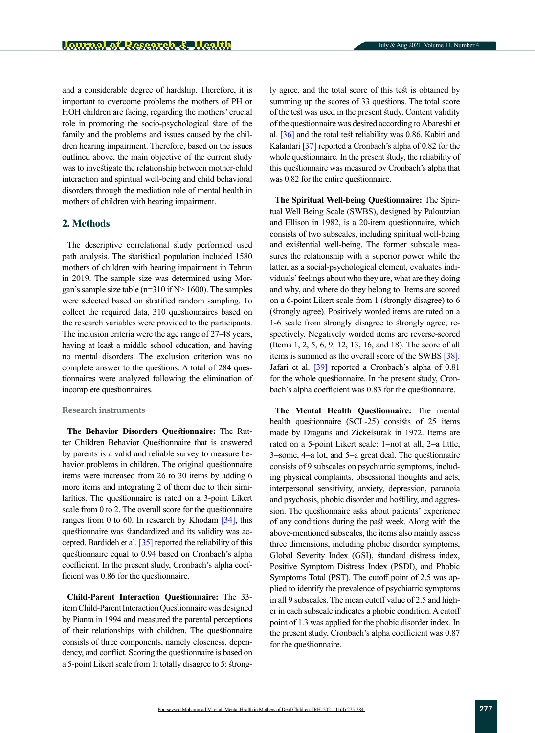and a considerable degree of hardship. Therefore, it is important to overcome problems the mothers of PH or HOH children are facing, regarding the mothers' crucial role in promoting the socio-psychological state of the family and the problems and issues caused by the children hearing impairment. Therefore, based on the issues outlined above, the main objective of the current study was to investigate the relationship between mother-child interaction and spiritual well-being and child behavioral disorders through the mediation role of mental health in mothers of children with hearing impairment.

## 2. Methods

The descriptive correlational study performed used path analysis. The statistical population included 1580 mothers of children with hearing impairment in Tehran in 2019. The sample size was determined using Morgan's sample size table (n=310 if N> 1600). The samples were selected based on stratified random sampling. To collect the required data, 310 questionnaires based on the research variables were provided to the participants. The inclusion criteria were the age range of 27-48 years, having at least a middle school education, and having no mental disorders. The exclusion criterion was no complete answer to the questions. A total of 284 questionnaires were analyzed following the elimination of incomplete questionnaires.

### Research instruments

**The Behavior Disorders Questionnaire:** The Rutter Children Behavior Questionnaire that is answered by parents is a valid and reliable survey to measure behavior problems in children. The original questionnaire items were increased from 26 to 30 items by adding 6 more items and integrating 2 of them due to their similarities. The questionnaire is rated on a 3-point Likert scale from 0 to 2. The overall score for the questionnaire ranges from 0 to 60. In research by Khodam [34], this questionnaire was standardized and its validity was accepted. Bardideh et al. [35] reported the reliability of this questionnaire equal to 0.94 based on Cronbach's alpha coefficient. In the present study, Cronbach's alpha coefficient was 0.86 for the questionnaire.

**Child-Parent Interaction Questionnaire:** The 33-item Child-Parent Interaction Questionnaire was designed by Pianta in 1994 and measured the parental perceptions of their relationships with children. The questionnaire consists of three components, namely closeness, dependency, and conflict. Scoring the questionnaire is based on a 5-point Likert scale from 1: totally disagree to 5: strongly agree, and the total score of this test is obtained by summing up the scores of 33 questions. The total score of the test was used in the present study. Content validity of the questionnaire was desired according to Abareshi et al. [36] and the total test reliability was 0.86. Kabiri and Kalantari [37] reported a Cronbach's alpha of 0.82 for the whole questionnaire. In the present study, the reliability of this questionnaire was measured by Cronbach's alpha that was 0.82 for the entire questionnaire.

**The Spiritual Well-being Questionnaire:** The Spiritual Well Being Scale (SWBS), designed by Paloutzian and Ellison in 1982, is a 20-item questionnaire, which consists of two subscales, including spiritual well-being and existential well-being. The former subscale measures the relationship with a superior power while the latter, as a social-psychological element, evaluates individuals' feelings about who they are, what are they doing and where and why, and where do they belong to. Items are scored on a 6-point Likert scale from 1 (strongly disagree) to 6 (strongly agree). Positively worded items are rated on a 1-6 scale from strongly disagree to strongly agree, respectively. Negatively worded items are reverse-scored (Items 1, 2, 5, 6, 9, 12, 13, 16, and 18). The score of all items is summed as the overall score of the SWBS [38]. Jafari et al. [39] reported a Cronbach's alpha of 0.81 for the whole questionnaire. In the present study, Cronbach's alpha coefficient was 0.83 for the questionnaire.

**The Mental Health Questionnaire:** The mental health questionnaire (SCL-25) consists of 25 items made by Dragatis and Zickelsurak in 1972. Items are rated on a 5-point Likert scale: 1=not at all, 2=a little, 3=some, 4=a lot, and 5=a great deal. The questionnaire consists of 9 subscales on psychiatric symptoms, including physical complaints, obsessional thoughts and acts, interpersonal sensitivity, anxiety, depression, paranoia and psychosis, phobic disorder and hostility, and aggression. The questionnaire asks about patients' experience of any conditions during the past week. Along with the above-mentioned subscales, the items also mainly assess three dimensions, including phobic disorder symptoms, Global Severity Index (GSI), standard distress index, Positive Symptom Distress Index (PSDI), and Phobic Symptoms Total (PST). The cutoff point of 2.5 was applied to identify the prevalence of psychiatric symptoms in all 9 subscales. The mean cutoff value of 2.5 and higher in each subscale indicates a phobic condition. A cutoff point of 1.3 was applied for the phobic disorder index. In the present study, Cronbach's alpha coefficient was 0.87 for the questionnaire.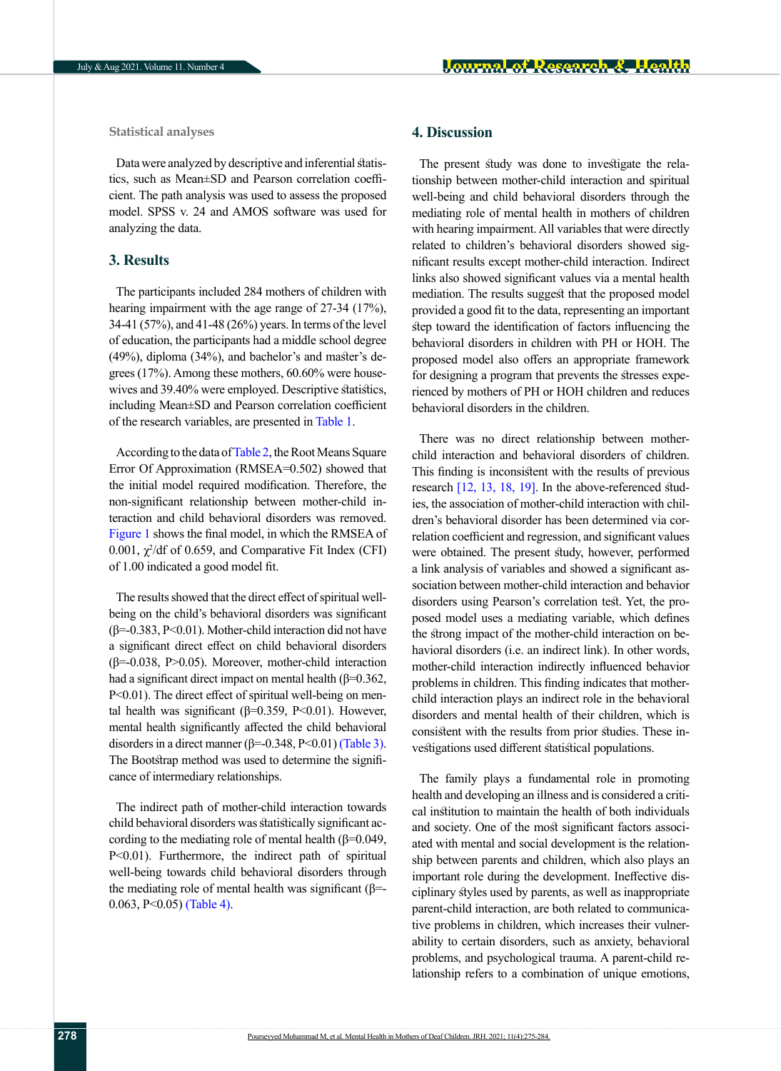#### Statistical analyses

Data were analyzed by descriptive and inferential statistics, such as Mean±SD and Pearson correlation coefficient. The path analysis was used to assess the proposed model. SPSS v. 24 and AMOS software was used for analyzing the data.

## 3. Results

The participants included 284 mothers of children with hearing impairment with the age range of 27-34 (17%), 34-41 (57%), and 41-48 (26%) years. In terms of the level of education, the participants had a middle school degree (49%), diploma (34%), and bachelor's and master's degrees (17%). Among these mothers, 60.60% were housewives and 39.40% were employed. Descriptive statistics, including Mean±SD and Pearson correlation coefficient of the research variables, are presented in Table 1.

According to the data of Table 2, the Root Means Square Error Of Approximation (RMSEA=0.502) showed that the initial model required modification. Therefore, the non-significant relationship between mother-child interaction and child behavioral disorders was removed. Figure 1 shows the final model, in which the RMSEA of 0.001, $\chi^2$/df of 0.659, and Comparative Fit Index (CFI) of 1.00 indicated a good model fit.

The results showed that the direct effect of spiritual well-being on the child's behavioral disorders was significant ($\beta$=-0.383, $P<0.01$). Mother-child interaction did not have a significant direct effect on child behavioral disorders ($\beta$=-0.038, $P>0.05$). Moreover, mother-child interaction had a significant direct impact on mental health ($\beta$=0.362, $P<0.01$). The direct effect of spiritual well-being on mental health was significant ($\beta$=0.359, $P<0.01$). However, mental health significantly affected the child behavioral disorders in a direct manner ($\beta$=-0.348, $P<0.01$) (Table 3). The Bootstrap method was used to determine the significance of intermediary relationships.

The indirect path of mother-child interaction towards child behavioral disorders was statistically significant according to the mediating role of mental health ($\beta$=0.049, $P<0.01$). Furthermore, the indirect path of spiritual well-being towards child behavioral disorders through the mediating role of mental health was significant ($\beta$=-0.063, $P<0.05$) (Table 4).

## 4. Discussion

The present study was done to investigate the relationship between mother-child interaction and spiritual well-being and child behavioral disorders through the mediating role of mental health in mothers of children with hearing impairment. All variables that were directly related to children's behavioral disorders showed significant results except mother-child interaction. Indirect links also showed significant values via a mental health mediation. The results suggest that the proposed model provided a good fit to the data, representing an important step toward the identification of factors influencing the behavioral disorders in children with PH or HOH. The proposed model also offers an appropriate framework for designing a program that prevents the stresses experienced by mothers of PH or HOH children and reduces behavioral disorders in the children.

There was no direct relationship between mother-child interaction and behavioral disorders of children. This finding is inconsistent with the results of previous research [12, 13, 18, 19]. In the above-referenced studies, the association of mother-child interaction with children's behavioral disorder has been determined via correlation coefficient and regression, and significant values were obtained. The present study, however, performed a link analysis of variables and showed a significant association between mother-child interaction and behavior disorders using Pearson's correlation test. Yet, the proposed model uses a mediating variable, which defines the strong impact of the mother-child interaction on behavioral disorders (i.e. an indirect link). In other words, mother-child interaction indirectly influenced behavior problems in children. This finding indicates that mother-child interaction plays an indirect role in the behavioral disorders and mental health of their children, which is consistent with the results from prior studies. These investigations used different statistical populations.

The family plays a fundamental role in promoting health and developing an illness and is considered a critical institution to maintain the health of both individuals and society. One of the most significant factors associated with mental and social development is the relationship between parents and children, which also plays an important role during the development. Ineffective disciplinary styles used by parents, as well as inappropriate parent-child interaction, are both related to communicative problems in children, which increases their vulnerability to certain disorders, such as anxiety, behavioral problems, and psychological trauma. A parent-child relationship refers to a combination of unique emotions,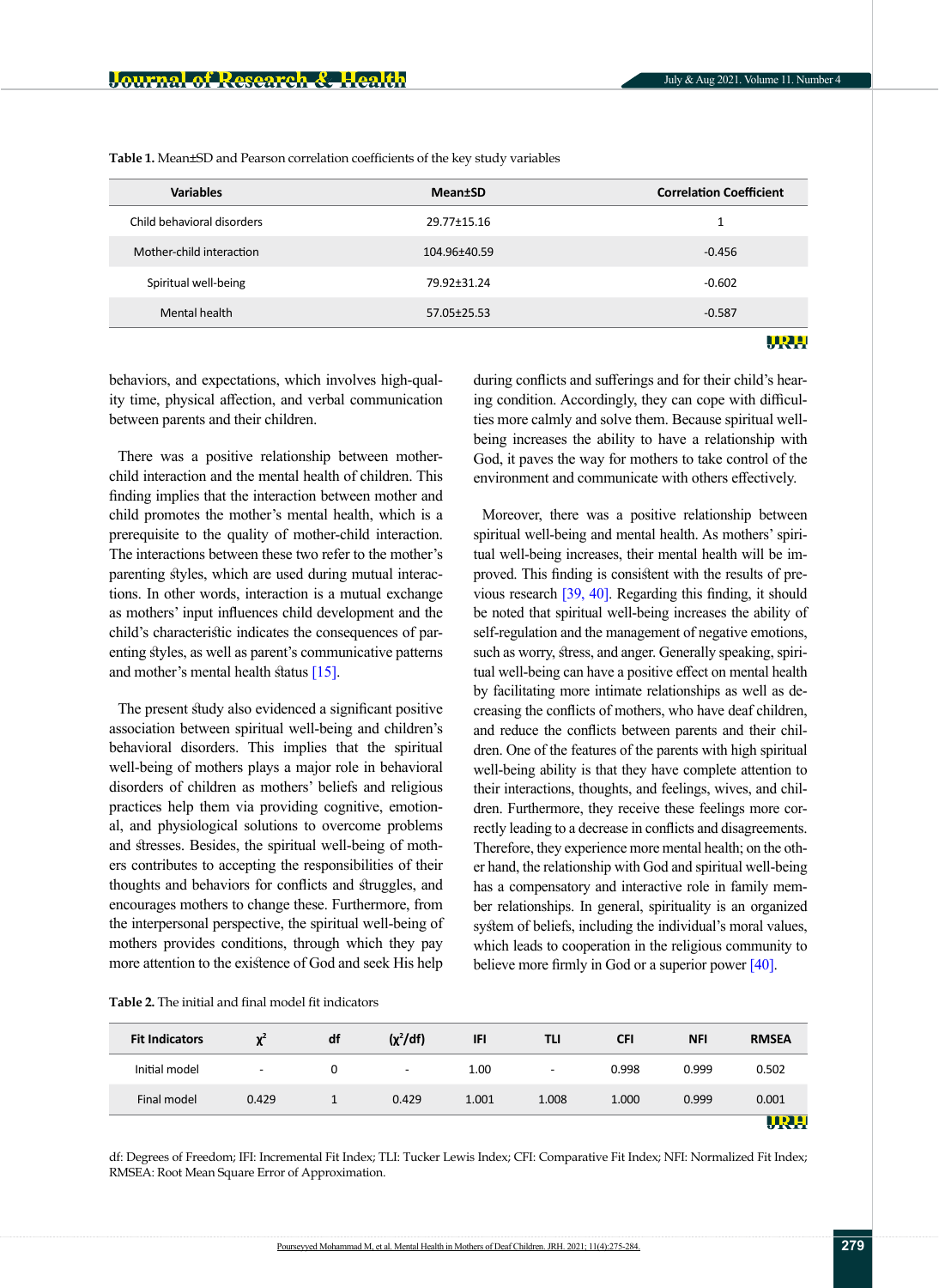**Table 1.** Mean±SD and Pearson correlation coefficients of the key study variables

| Variables | Mean±SD | Correlation Coefficient |
|---|---|---|
| Child behavioral disorders | 29.77±15.16 | 1 |
| Mother-child interaction | 104.96±40.59 | -0.456 |
| Spiritual well-being | 79.92±31.24 | -0.602 |
| Mental health | 57.05±25.53 | -0.587 |

behaviors, and expectations, which involves high-quality time, physical affection, and verbal communication between parents and their children.

There was a positive relationship between mother-child interaction and the mental health of children. This finding implies that the interaction between mother and child promotes the mother's mental health, which is a prerequisite to the quality of mother-child interaction. The interactions between these two refer to the mother's parenting styles, which are used during mutual interactions. In other words, interaction is a mutual exchange as mothers' input influences child development and the child's characteristic indicates the consequences of parenting styles, as well as parent's communicative patterns and mother's mental health status [15].

The present study also evidenced a significant positive association between spiritual well-being and children's behavioral disorders. This implies that the spiritual well-being of mothers plays a major role in behavioral disorders of children as mothers' beliefs and religious practices help them via providing cognitive, emotional, and physiological solutions to overcome problems and stresses. Besides, the spiritual well-being of mothers contributes to accepting the responsibilities of their thoughts and behaviors for conflicts and struggles, and encourages mothers to change these. Furthermore, from the interpersonal perspective, the spiritual well-being of mothers provides conditions, through which they pay more attention to the existence of God and seek His help during conflicts and sufferings and for their child's hearing condition. Accordingly, they can cope with difficulties more calmly and solve them. Because spiritual well-being increases the ability to have a relationship with God, it paves the way for mothers to take control of the environment and communicate with others effectively.

Moreover, there was a positive relationship between spiritual well-being and mental health. As mothers' spiritual well-being increases, their mental health will be improved. This finding is consistent with the results of previous research [39, 40]. Regarding this finding, it should be noted that spiritual well-being increases the ability of self-regulation and the management of negative emotions, such as worry, stress, and anger. Generally speaking, spiritual well-being can have a positive effect on mental health by facilitating more intimate relationships as well as decreasing the conflicts of mothers, who have deaf children, and reduce the conflicts between parents and their children. One of the features of the parents with high spiritual well-being ability is that they have complete attention to their interactions, thoughts, and feelings, wives, and children. Furthermore, they receive these feelings more correctly leading to a decrease in conflicts and disagreements. Therefore, they experience more mental health; on the other hand, the relationship with God and spiritual well-being has a compensatory and interactive role in family member relationships. In general, spirituality is an organized system of beliefs, including the individual's moral values, which leads to cooperation in the religious community to believe more firmly in God or a superior power [40].

**Table 2.** The initial and final model fit indicators

| Fit Indicators | $\chi^2$ | df | ($\chi^2$/df) | IFI | TLI | CFI | NFI | RMSEA |
|---|---|---|---|---|---|---|---|---|
| Initial model | - | 0 | - | 1.00 | - | 0.998 | 0.999 | 0.502 |
| Final model | 0.429 | 1 | 0.429 | 1.001 | 1.008 | 1.000 | 0.999 | 0.001 |

df: Degrees of Freedom; IFI: Incremental Fit Index; TLI: Tucker Lewis Index; CFI: Comparative Fit Index; NFI: Normalized Fit Index; RMSEA: Root Mean Square Error of Approximation.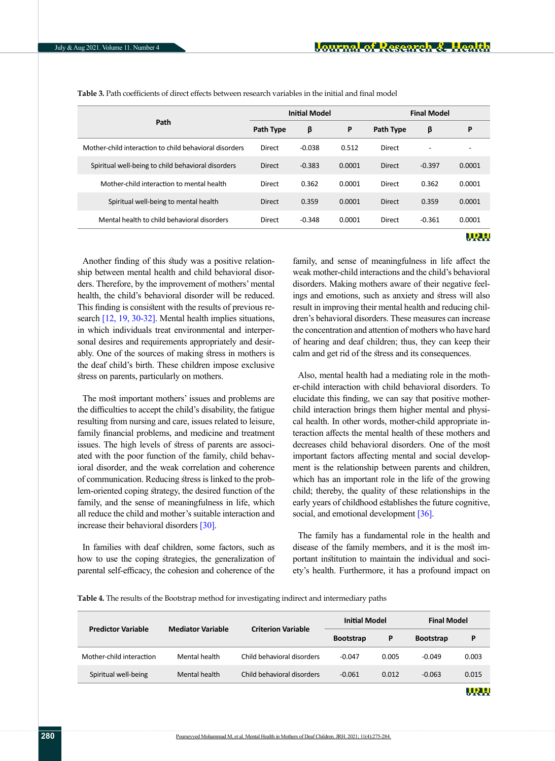**Table 3.** Path coefficients of direct effects between research variables in the initial and final model

| Path | Initial Model | | | Final Model | | |
|---|---|---|---|---|---|---|
| | Path Type | β | P | Path Type | β | P |
| Mother-child interaction to child behavioral disorders | Direct | -0.038 | 0.512 | Direct | - | - |
| Spiritual well-being to child behavioral disorders | Direct | -0.383 | 0.0001 | Direct | -0.397 | 0.0001 |
| Mother-child interaction to mental health | Direct | 0.362 | 0.0001 | Direct | 0.362 | 0.0001 |
| Spiritual well-being to mental health | Direct | 0.359 | 0.0001 | Direct | 0.359 | 0.0001 |
| Mental health to child behavioral disorders | Direct | -0.348 | 0.0001 | Direct | -0.361 | 0.0001 |

Another finding of this study was a positive relationship between mental health and child behavioral disorders. Therefore, by the improvement of mothers' mental health, the child's behavioral disorder will be reduced. This finding is consistent with the results of previous research [12, 19, 30-32]. Mental health implies situations, in which individuals treat environmental and interpersonal desires and requirements appropriately and desirably. One of the sources of making stress in mothers is the deaf child's birth. These children impose exclusive stress on parents, particularly on mothers.

The most important mothers' issues and problems are the difficulties to accept the child's disability, the fatigue resulting from nursing and care, issues related to leisure, family financial problems, and medicine and treatment issues. The high levels of stress of parents are associated with the poor function of the family, child behavioral disorder, and the weak correlation and coherence of communication. Reducing stress is linked to the problem-oriented coping strategy, the desired function of the family, and the sense of meaningfulness in life, which all reduce the child and mother's suitable interaction and increase their behavioral disorders [30].

In families with deaf children, some factors, such as how to use the coping strategies, the generalization of parental self-efficacy, the cohesion and coherence of the family, and sense of meaningfulness in life affect the weak mother-child interactions and the child's behavioral disorders. Making mothers aware of their negative feelings and emotions, such as anxiety and stress will also result in improving their mental health and reducing children's behavioral disorders. These measures can increase the concentration and attention of mothers who have hard of hearing and deaf children; thus, they can keep their calm and get rid of the stress and its consequences.

Also, mental health had a mediating role in the mother-child interaction with child behavioral disorders. To elucidate this finding, we can say that positive mother-child interaction brings them higher mental and physical health. In other words, mother-child appropriate interaction affects the mental health of these mothers and decreases child behavioral disorders. One of the most important factors affecting mental and social development is the relationship between parents and children, which has an important role in the life of the growing child; thereby, the quality of these relationships in the early years of childhood establishes the future cognitive, social, and emotional development [36].

The family has a fundamental role in the health and disease of the family members, and it is the most important institution to maintain the individual and society's health. Furthermore, it has a profound impact on

**Table 4.** The results of the Bootstrap method for investigating indirect and intermediary paths

| Predictor Variable | Mediator Variable | Criterion Variable | Initial Model | | Final Model | |
|---|---|---|---|---|---|---|
| | | | Bootstrap | P | Bootstrap | P |
| Mother-child interaction | Mental health | Child behavioral disorders | -0.047 | 0.005 | -0.049 | 0.003 |
| Spiritual well-being | Mental health | Child behavioral disorders | -0.061 | 0.012 | -0.063 | 0.015 |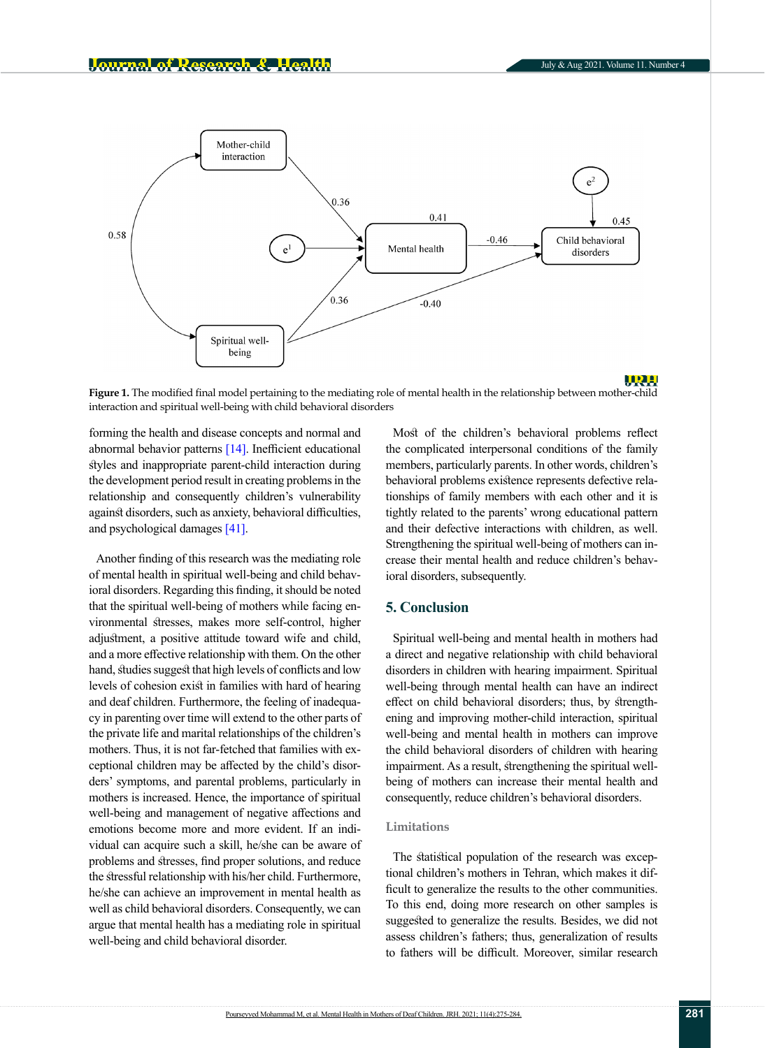**Figure 1.** The modified final model pertaining to the mediating role of mental health in the relationship between mother-child interaction and spiritual well-being with child behavioral disorders

forming the health and disease concepts and normal and abnormal behavior patterns [14]. Inefficient educational styles and inappropriate parent-child interaction during the development period result in creating problems in the relationship and consequently children's vulnerability against disorders, such as anxiety, behavioral difficulties, and psychological damages [41].

Another finding of this research was the mediating role of mental health in spiritual well-being and child behavioral disorders. Regarding this finding, it should be noted that the spiritual well-being of mothers while facing environmental stresses, makes more self-control, higher adjustment, a positive attitude toward wife and child, and a more effective relationship with them. On the other hand, studies suggest that high levels of conflicts and low levels of cohesion exist in families with hard of hearing and deaf children. Furthermore, the feeling of inadequacy in parenting over time will extend to the other parts of the private life and marital relationships of the children's mothers. Thus, it is not far-fetched that families with exceptional children may be affected by the child's disorders' symptoms, and parental problems, particularly in mothers is increased. Hence, the importance of spiritual well-being and management of negative affections and emotions become more and more evident. If an individual can acquire such a skill, he/she can be aware of problems and stresses, find proper solutions, and reduce the stressful relationship with his/her child. Furthermore, he/she can achieve an improvement in mental health as well as child behavioral disorders. Consequently, we can argue that mental health has a mediating role in spiritual well-being and child behavioral disorder.

Most of the children's behavioral problems reflect the complicated interpersonal conditions of the family members, particularly parents. In other words, children's behavioral problems existence represents defective relationships of family members with each other and it is tightly related to the parents' wrong educational pattern and their defective interactions with children, as well. Strengthening the spiritual well-being of mothers can increase their mental health and reduce children's behavioral disorders, subsequently.

## 5. Conclusion

Spiritual well-being and mental health in mothers had a direct and negative relationship with child behavioral disorders in children with hearing impairment. Spiritual well-being through mental health can have an indirect effect on child behavioral disorders; thus, by strengthening and improving mother-child interaction, spiritual well-being and mental health in mothers can improve the child behavioral disorders of children with hearing impairment. As a result, strengthening the spiritual well-being of mothers can increase their mental health and consequently, reduce children's behavioral disorders.

### Limitations

The statistical population of the research was exceptional children's mothers in Tehran, which makes it difficult to generalize the results to the other communities. To this end, doing more research on other samples is suggested to generalize the results. Besides, we did not assess children's fathers; thus, generalization of results to fathers will be difficult. Moreover, similar research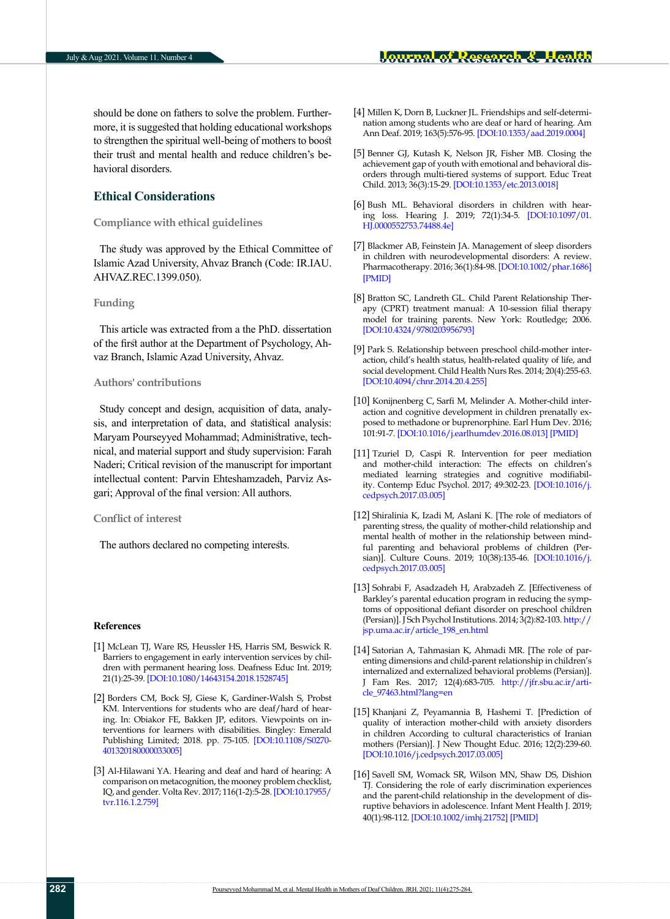should be done on fathers to solve the problem. Furthermore, it is suggested that holding educational workshops to strengthen the spiritual well-being of mothers to boost their trust and mental health and reduce children's behavioral disorders.

## Ethical Considerations

### Compliance with ethical guidelines

The study was approved by the Ethical Committee of Islamic Azad University, Ahvaz Branch (Code: IR.IAU.AHVAZ.REC.1399.050).

### Funding

This article was extracted from a the PhD. dissertation of the first author at the Department of Psychology, Ahvaz Branch, Islamic Azad University, Ahvaz.

### Authors' contributions

Study concept and design, acquisition of data, analysis, and interpretation of data, and statistical analysis: Maryam Pourseyyed Mohammad; Administrative, technical, and material support and study supervision: Farah Naderi; Critical revision of the manuscript for important intellectual content: Parvin Ehteshamzadeh, Parviz Asgari; Approval of the final version: All authors.

### Conflict of interest

The authors declared no competing interests.

### References

[1] McLean TJ, Ware RS, Heussler HS, Harris SM, Beswick R. Barriers to engagement in early intervention services by children with permanent hearing loss. Deafness Educ Int. 2019; 21(1):25-39. [DOI:10.1080/14643154.2018.1528745]

[2] Borders CM, Bock SJ, Giese K, Gardiner-Walsh S, Probst KM. Interventions for students who are deaf/hard of hearing. In: Obiakor FE, Bakken JP, editors. Viewpoints on interventions for learners with disabilities. Bingley: Emerald Publishing Limited; 2018. pp. 75-105. [DOI:10.1108/S0270-401320180000033005]

[3] Al-Hilawani YA. Hearing and deaf and hard of hearing: A comparison on metacognition, the mooney problem checklist, IQ, and gender. Volta Rev. 2017; 116(1-2):5-28. [DOI:10.17955/tvr.116.1.2.759]

[4] Millen K, Dorn B, Luckner JL. Friendships and self-determination among students who are deaf or hard of hearing. Am Ann Deaf. 2019; 163(5):576-95. [DOI:10.1353/aad.2019.0004]

[5] Benner GJ, Kutash K, Nelson JR, Fisher MB. Closing the achievement gap of youth with emotional and behavioral disorders through multi-tiered systems of support. Educ Treat Child. 2013; 36(3):15-29. [DOI:10.1353/etc.2013.0018]

[6] Bush ML. Behavioral disorders in children with hearing loss. Hearing J. 2019; 72(1):34-5. [DOI:10.1097/01.HJ.0000552753.74488.4e]

[7] Blackmer AB, Feinstein JA. Management of sleep disorders in children with neurodevelopmental disorders: A review. Pharmacotherapy. 2016; 36(1):84-98. [DOI:10.1002/phar.1686] [PMID]

[8] Bratton SC, Landreth GL. Child Parent Relationship Therapy (CPRT) treatment manual: A 10-session filial therapy model for training parents. New York: Routledge; 2006. [DOI:10.4324/9780203956793]

[9] Park S. Relationship between preschool child-mother interaction, child's health status, health-related quality of life, and social development. Child Health Nurs Res. 2014; 20(4):255-63. [DOI:10.4094/chnr.2014.20.4.255]

[10] Konijnenberg C, Sarfi M, Melinder A. Mother-child interaction and cognitive development in children prenatally exposed to methadone or buprenorphine. Earl Hum Dev. 2016; 101:91-7. [DOI:10.1016/j.earlhumdev.2016.08.013] [PMID]

[11] Tzuriel D, Caspi R. Intervention for peer mediation and mother-child interaction: The effects on children's mediated learning strategies and cognitive modifiability. Contemp Educ Psychol. 2017; 49:302-23. [DOI:10.1016/j.cedpsych.2017.03.005]

[12] Shiralinia K, Izadi M, Aslani K. [The role of mediators of parenting stress, the quality of mother-child relationship and mental health of mother in the relationship between mindful parenting and behavioral problems of children (Persian)]. Culture Couns. 2019; 10(38):135-46. [DOI:10.1016/j.cedpsych.2017.03.005]

[13] Sohrabi F, Asadzadeh H, Arabzadeh Z. [Effectiveness of Barkley's parental education program in reducing the symptoms of oppositional defiant disorder on preschool children (Persian)]. J Sch Psychol Institutions. 2014; 3(2):82-103. http://jsp.uma.ac.ir/article_198_en.html

[14] Satorian A, Tahmasian K, Ahmadi MR. [The role of parenting dimensions and child-parent relationship in children's internalized and externalized behavioral problems (Persian)]. J Fam Res. 2017; 12(4):683-705. http://jfr.sbu.ac.ir/article_97463.html?lang=en

[15] Khanjani Z, Peyamannia B, Hashemi T. [Prediction of quality of interaction mother-child with anxiety disorders in children According to cultural characteristics of Iranian mothers (Persian)]. J New Thought Educ. 2016; 12(2):239-60. [DOI:10.1016/j.cedpsych.2017.03.005]

[16] Savell SM, Womack SR, Wilson MN, Shaw DS, Dishion TJ. Considering the role of early discrimination experiences and the parent-child relationship in the development of disruptive behaviors in adolescence. Infant Ment Health J. 2019; 40(1):98-112. [DOI:10.1002/imhj.21752] [PMID]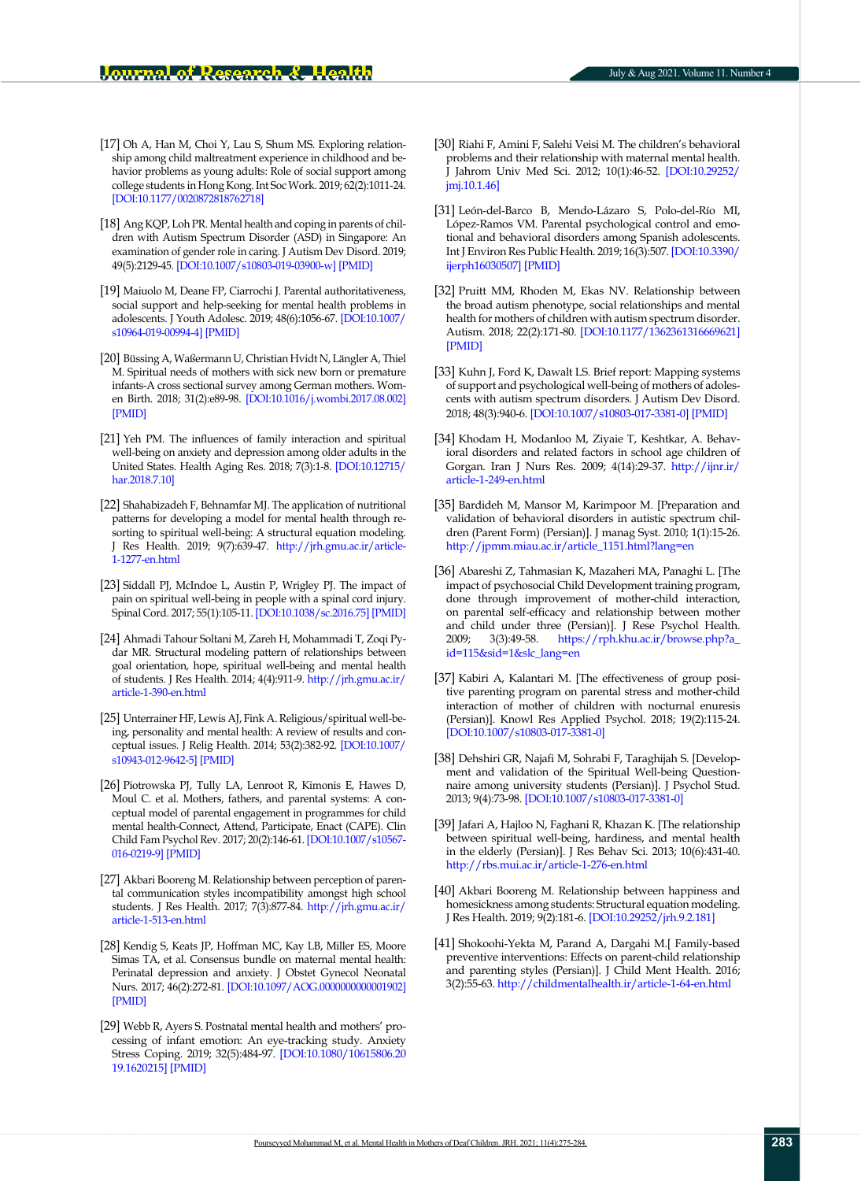[17] Oh A, Han M, Choi Y, Lau S, Shum MS. Exploring relationship among child maltreatment experience in childhood and behavior problems as young adults: Role of social support among college students in Hong Kong. Int Soc Work. 2019; 62(2):1011-24. [DOI:10.1177/0020872818762718]

[18] Ang KQP, Loh PR. Mental health and coping in parents of children with Autism Spectrum Disorder (ASD) in Singapore: An examination of gender role in caring. J Autism Dev Disord. 2019; 49(5):2129-45. [DOI:10.1007/s10803-019-03900-w] [PMID]

[19] Maiuolo M, Deane FP, Ciarrochi J. Parental authoritativeness, social support and help-seeking for mental health problems in adolescents. J Youth Adolesc. 2019; 48(6):1056-67. [DOI:10.1007/s10964-019-00994-4] [PMID]

[20] Büssing A, Waßermann U, Christian Hvidt N, Längler A, Thiel M. Spiritual needs of mothers with sick new born or premature infants-A cross sectional survey among German mothers. Women Birth. 2018; 31(2):e89-98. [DOI:10.1016/j.wombi.2017.08.002] [PMID]

[21] Yeh PM. The influences of family interaction and spiritual well-being on anxiety and depression among older adults in the United States. Health Aging Res. 2018; 7(3):1-8. [DOI:10.12715/har.2018.7.10]

[22] Shahabizadeh F, Behnamfar MJ. The application of nutritional patterns for developing a model for mental health through resorting to spiritual well-being: A structural equation modeling. J Res Health. 2019; 9(7):639-47. http://jrh.gmu.ac.ir/article-1-1277-en.html

[23] Siddall PJ, McIndoe L, Austin P, Wrigley PJ. The impact of pain on spiritual well-being in people with a spinal cord injury. Spinal Cord. 2017; 55(1):105-11. [DOI:10.1038/sc.2016.75] [PMID]

[24] Ahmadi Tahour Soltani M, Zareh H, Mohammadi T, Zoqi Pydar MR. Structural modeling pattern of relationships between goal orientation, hope, spiritual well-being and mental health of students. J Res Health. 2014; 4(4):911-9. http://jrh.gmu.ac.ir/article-1-390-en.html

[25] Unterrainer HF, Lewis AJ, Fink A. Religious/spiritual well-being, personality and mental health: A review of results and conceptual issues. J Relig Health. 2014; 53(2):382-92. [DOI:10.1007/s10943-012-9642-5] [PMID]

[26] Piotrowska PJ, Tully LA, Lenroot R, Kimonis E, Hawes D, Moul C. et al. Mothers, fathers, and parental systems: A conceptual model of parental engagement in programmes for child mental health-Connect, Attend, Participate, Enact (CAPE). Clin Child Fam Psychol Rev. 2017; 20(2):146-61. [DOI:10.1007/s10567-016-0219-9] [PMID]

[27] Akbari Booreng M. Relationship between perception of parental communication styles incompatibility amongst high school students. J Res Health. 2017; 7(3):877-84. http://jrh.gmu.ac.ir/article-1-513-en.html

[28] Kendig S, Keats JP, Hoffman MC, Kay LB, Miller ES, Moore Simas TA, et al. Consensus bundle on maternal mental health: Perinatal depression and anxiety. J Obstet Gynecol Neonatal Nurs. 2017; 46(2):272-81. [DOI:10.1097/AOG.0000000000001902] [PMID]

[29] Webb R, Ayers S. Postnatal mental health and mothers' processing of infant emotion: An eye-tracking study. Anxiety Stress Coping. 2019; 32(5):484-97. [DOI:10.1080/10615806.2019.1620215] [PMID]

[30] Riahi F, Amini F, Salehi Veisi M. The children's behavioral problems and their relationship with maternal mental health. J Jahrom Univ Med Sci. 2012; 10(1):46-52. [DOI:10.29252/jmj.10.1.46]

[31] León-del-Barco B, Mendo-Lázaro S, Polo-del-Río MI, López-Ramos VM. Parental psychological control and emotional and behavioral disorders among Spanish adolescents. Int J Environ Res Public Health. 2019; 16(3):507. [DOI:10.3390/ijerph16030507] [PMID]

[32] Pruitt MM, Rhoden M, Ekas NV. Relationship between the broad autism phenotype, social relationships and mental health for mothers of children with autism spectrum disorder. Autism. 2018; 22(2):171-80. [DOI:10.1177/1362361316669621] [PMID]

[33] Kuhn J, Ford K, Dawalt LS. Brief report: Mapping systems of support and psychological well-being of mothers of adolescents with autism spectrum disorders. J Autism Dev Disord. 2018; 48(3):940-6. [DOI:10.1007/s10803-017-3381-0] [PMID]

[34] Khodam H, Modanloo M, Ziyaie T, Keshtkar, A. Behavioral disorders and related factors in school age children of Gorgan. Iran J Nurs Res. 2009; 4(14):29-37. http://ijnr.ir/article-1-249-en.html

[35] Bardideh M, Mansor M, Karimpoor M. [Preparation and validation of behavioral disorders in autistic spectrum children (Parent Form) (Persian)]. J manag Syst. 2010; 1(1):15-26. http://jpmm.miau.ac.ir/article_1151.html?lang=en

[36] Abareshi Z, Tahmasian K, Mazaheri MA, Panaghi L. [The impact of psychosocial Child Development training program, done through improvement of mother-child interaction, on parental self-efficacy and relationship between mother and child under three (Persian)]. J Rese Psychol Health. 2009; 3(3):49-58. https://rph.khu.ac.ir/browse.php?a_id=115&sid=1&slc_lang=en

[37] Kabiri A, Kalantari M. [The effectiveness of group positive parenting program on parental stress and mother-child interaction of mother of children with nocturnal enuresis (Persian)]. Knowl Res Applied Psychol. 2018; 19(2):115-24. [DOI:10.1007/s10803-017-3381-0]

[38] Dehshiri GR, Najafi M, Sohrabi F, Taraghijah S. [Development and validation of the Spiritual Well-being Questionnaire among university students (Persian)]. J Psychol Stud. 2013; 9(4):73-98. [DOI:10.1007/s10803-017-3381-0]

[39] Jafari A, Hajloo N, Faghani R, Khazan K. [The relationship between spiritual well-being, hardiness, and mental health in the elderly (Persian)]. J Res Behav Sci. 2013; 10(6):431-40. http://rbs.mui.ac.ir/article-1-276-en.html

[40] Akbari Booreng M. Relationship between happiness and homesickness among students: Structural equation modeling. J Res Health. 2019; 9(2):181-6. [DOI:10.29252/jrh.9.2.181]

[41] Shokoohi-Yekta M, Parand A, Dargahi M.[ Family-based preventive interventions: Effects on parent-child relationship and parenting styles (Persian)]. J Child Ment Health. 2016; 3(2):55-63. http://childmentalhealth.ir/article-1-64-en.html